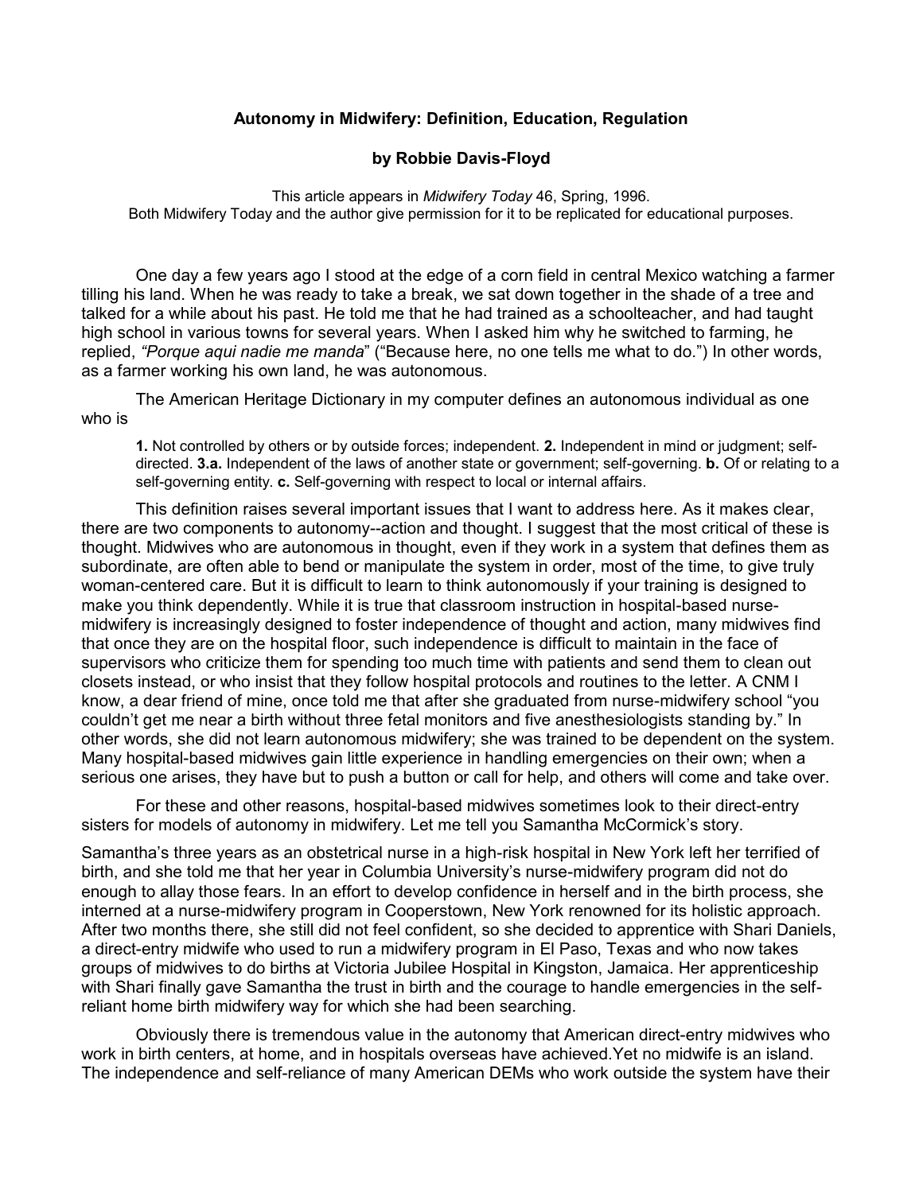# Autonomy in Midwifery: Definition, Education, Regulation

## by Robbie Davis-Floyd

This article appears in *Midwifery Today* 46, Spring, 1996.
Both Midwifery Today and the author give permission for it to be replicated for educational purposes.

One day a few years ago I stood at the edge of a corn field in central Mexico watching a farmer tilling his land. When he was ready to take a break, we sat down together in the shade of a tree and talked for a while about his past. He told me that he had trained as a schoolteacher, and had taught high school in various towns for several years. When I asked him why he switched to farming, he replied, *"Porque aqui nadie me manda"* ("Because here, no one tells me what to do.") In other words, as a farmer working his own land, he was autonomous.

The American Heritage Dictionary in my computer defines an autonomous individual as one who is

> **1.** Not controlled by others or by outside forces; independent. **2.** Independent in mind or judgment; self-directed. **3.a.** Independent of the laws of another state or government; self-governing. **b.** Of or relating to a self-governing entity. **c.** Self-governing with respect to local or internal affairs.

This definition raises several important issues that I want to address here. As it makes clear, there are two components to autonomy--action and thought. I suggest that the most critical of these is thought. Midwives who are autonomous in thought, even if they work in a system that defines them as subordinate, are often able to bend or manipulate the system in order, most of the time, to give truly woman-centered care. But it is difficult to learn to think autonomously if your training is designed to make you think dependently. While it is true that classroom instruction in hospital-based nurse-midwifery is increasingly designed to foster independence of thought and action, many midwives find that once they are on the hospital floor, such independence is difficult to maintain in the face of supervisors who criticize them for spending too much time with patients and send them to clean out closets instead, or who insist that they follow hospital protocols and routines to the letter. A CNM I know, a dear friend of mine, once told me that after she graduated from nurse-midwifery school "you couldn't get me near a birth without three fetal monitors and five anesthesiologists standing by." In other words, she did not learn autonomous midwifery; she was trained to be dependent on the system. Many hospital-based midwives gain little experience in handling emergencies on their own; when a serious one arises, they have but to push a button or call for help, and others will come and take over.

For these and other reasons, hospital-based midwives sometimes look to their direct-entry sisters for models of autonomy in midwifery. Let me tell you Samantha McCormick's story.

Samantha's three years as an obstetrical nurse in a high-risk hospital in New York left her terrified of birth, and she told me that her year in Columbia University's nurse-midwifery program did not do enough to allay those fears. In an effort to develop confidence in herself and in the birth process, she interned at a nurse-midwifery program in Cooperstown, New York renowned for its holistic approach. After two months there, she still did not feel confident, so she decided to apprentice with Shari Daniels, a direct-entry midwife who used to run a midwifery program in El Paso, Texas and who now takes groups of midwives to do births at Victoria Jubilee Hospital in Kingston, Jamaica. Her apprenticeship with Shari finally gave Samantha the trust in birth and the courage to handle emergencies in the self-reliant home birth midwifery way for which she had been searching.

Obviously there is tremendous value in the autonomy that American direct-entry midwives who work in birth centers, at home, and in hospitals overseas have achieved.Yet no midwife is an island. The independence and self-reliance of many American DEMs who work outside the system have their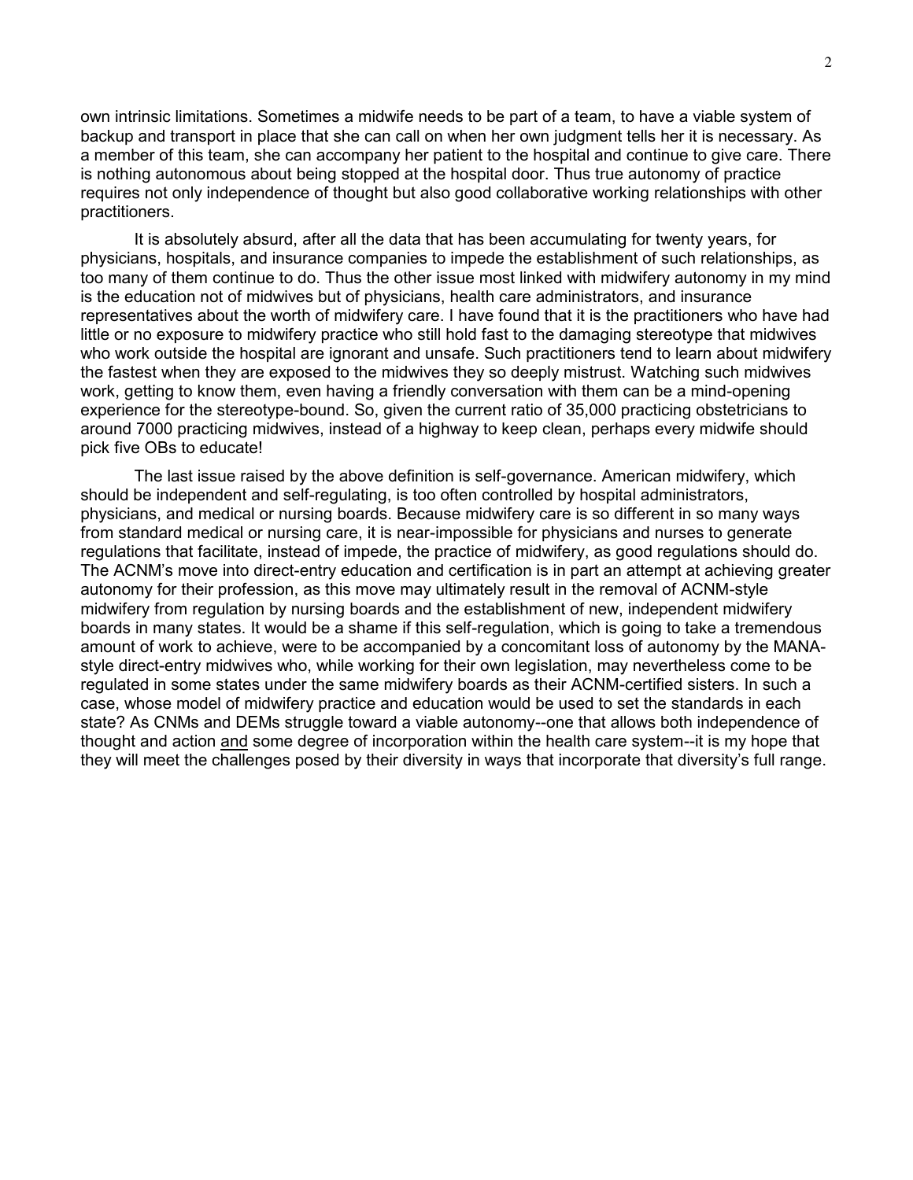own intrinsic limitations. Sometimes a midwife needs to be part of a team, to have a viable system of backup and transport in place that she can call on when her own judgment tells her it is necessary. As a member of this team, she can accompany her patient to the hospital and continue to give care. There is nothing autonomous about being stopped at the hospital door. Thus true autonomy of practice requires not only independence of thought but also good collaborative working relationships with other practitioners.

It is absolutely absurd, after all the data that has been accumulating for twenty years, for physicians, hospitals, and insurance companies to impede the establishment of such relationships, as too many of them continue to do. Thus the other issue most linked with midwifery autonomy in my mind is the education not of midwives but of physicians, health care administrators, and insurance representatives about the worth of midwifery care. I have found that it is the practitioners who have had little or no exposure to midwifery practice who still hold fast to the damaging stereotype that midwives who work outside the hospital are ignorant and unsafe. Such practitioners tend to learn about midwifery the fastest when they are exposed to the midwives they so deeply mistrust. Watching such midwives work, getting to know them, even having a friendly conversation with them can be a mind-opening experience for the stereotype-bound. So, given the current ratio of 35,000 practicing obstetricians to around 7000 practicing midwives, instead of a highway to keep clean, perhaps every midwife should pick five OBs to educate!

The last issue raised by the above definition is self-governance. American midwifery, which should be independent and self-regulating, is too often controlled by hospital administrators, physicians, and medical or nursing boards. Because midwifery care is so different in so many ways from standard medical or nursing care, it is near-impossible for physicians and nurses to generate regulations that facilitate, instead of impede, the practice of midwifery, as good regulations should do. The ACNM's move into direct-entry education and certification is in part an attempt at achieving greater autonomy for their profession, as this move may ultimately result in the removal of ACNM-style midwifery from regulation by nursing boards and the establishment of new, independent midwifery boards in many states. It would be a shame if this self-regulation, which is going to take a tremendous amount of work to achieve, were to be accompanied by a concomitant loss of autonomy by the MANA-style direct-entry midwives who, while working for their own legislation, may nevertheless come to be regulated in some states under the same midwifery boards as their ACNM-certified sisters. In such a case, whose model of midwifery practice and education would be used to set the standards in each state? As CNMs and DEMs struggle toward a viable autonomy--one that allows both independence of thought and action <u>and</u> some degree of incorporation within the health care system--it is my hope that they will meet the challenges posed by their diversity in ways that incorporate that diversity's full range.